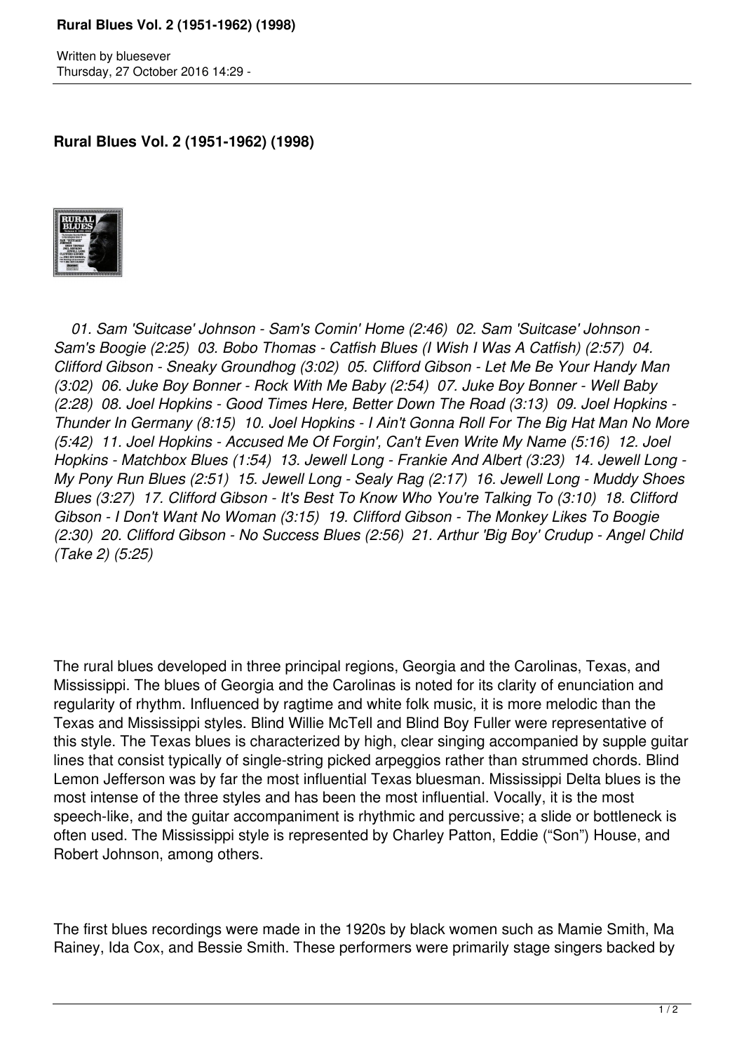**Rural Blues Vol. 2 (1951-1962) (1998)**

*01. Sam 'Suitcase' Johnson - Sam's Comin' Home (2:46) 02. Sam 'Suitcase' Johnson - Sam's Boogie (2:25) 03. Bobo Thomas - Catfish Blues (I Wish I Was A Catfish) (2:57) 04. Clifford Gibson - Sneaky Groundhog (3:02) 05. Clifford Gibson - Let Me Be Your Handy Man (3:02) 06. Juke Boy Bonner - Rock With Me Baby (2:54) 07. Juke Boy Bonner - Well Baby (2:28) 08. Joel Hopkins - Good Times Here, Better Down The Road (3:13) 09. Joel Hopkins - Thunder In Germany (8:15) 10. Joel Hopkins - I Ain't Gonna Roll For The Big Hat Man No More (5:42) 11. Joel Hopkins - Accused Me Of Forgin', Can't Even Write My Name (5:16) 12. Joel Hopkins - Matchbox Blues (1:54) 13. Jewell Long - Frankie And Albert (3:23) 14. Jewell Long - My Pony Run Blues (2:51) 15. Jewell Long - Sealy Rag (2:17) 16. Jewell Long - Muddy Shoes Blues (3:27) 17. Clifford Gibson - It's Best To Know Who You're Talking To (3:10) 18. Clifford Gibson - I Don't Want No Woman (3:15) 19. Clifford Gibson - The Monkey Likes To Boogie (2:30) 20. Clifford Gibson - No Success Blues (2:56) 21. Arthur 'Big Boy' Crudup - Angel Child (Take 2) (5:25)*

The rural blues developed in three principal regions, Georgia and the Carolinas, Texas, and Mississippi. The blues of Georgia and the Carolinas is noted for its clarity of enunciation and regularity of rhythm. Influenced by ragtime and white folk music, it is more melodic than the Texas and Mississippi styles. Blind Willie McTell and Blind Boy Fuller were representative of this style. The Texas blues is characterized by high, clear singing accompanied by supple guitar lines that consist typically of single-string picked arpeggios rather than strummed chords. Blind Lemon Jefferson was by far the most influential Texas bluesman. Mississippi Delta blues is the most intense of the three styles and has been the most influential. Vocally, it is the most speech-like, and the guitar accompaniment is rhythmic and percussive; a slide or bottleneck is often used. The Mississippi style is represented by Charley Patton, Eddie ("Son") House, and Robert Johnson, among others.

The first blues recordings were made in the 1920s by black women such as Mamie Smith, Ma Rainey, Ida Cox, and Bessie Smith. These performers were primarily stage singers backed by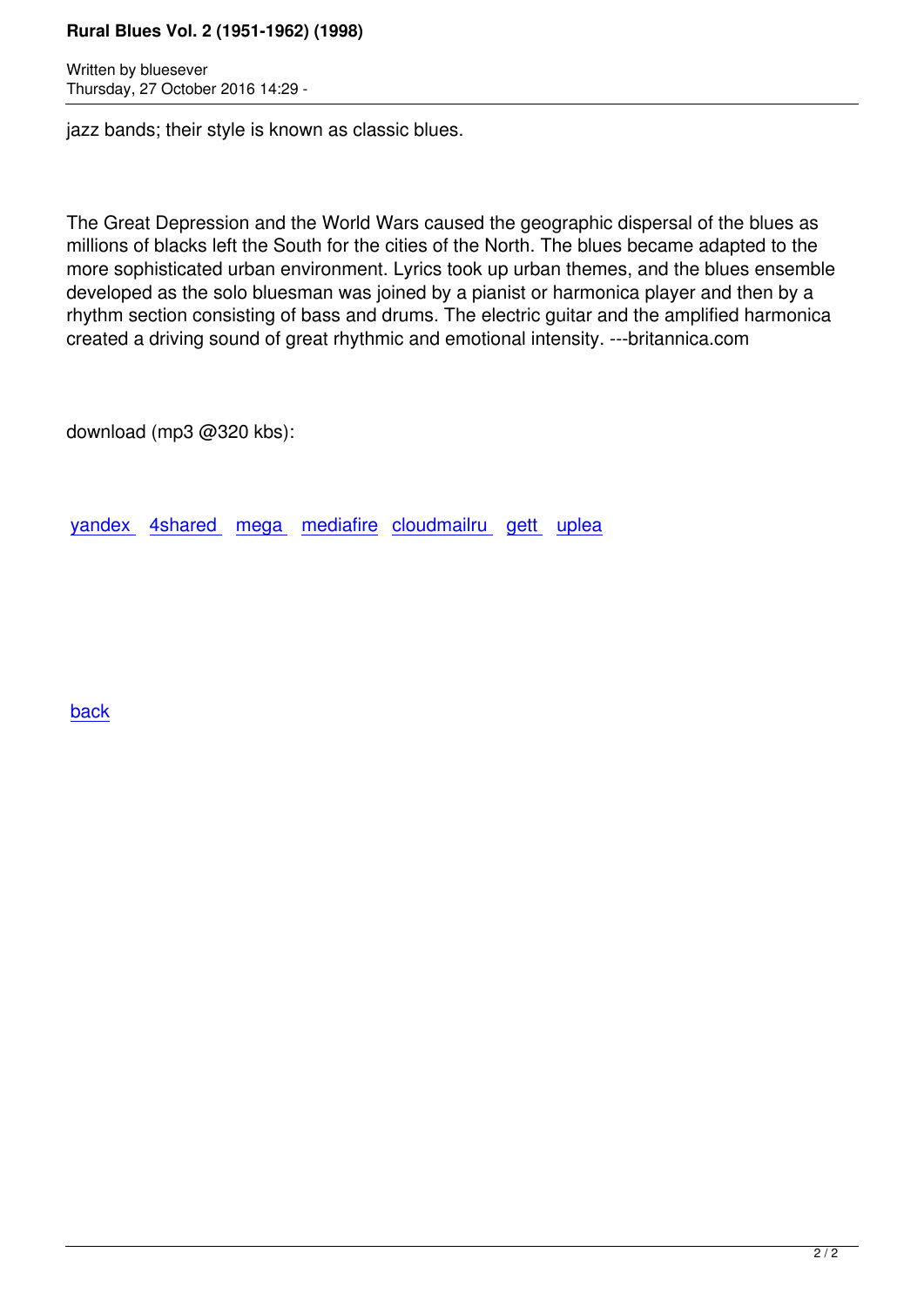jazz bands; their style is known as classic blues.

The Great Depression and the World Wars caused the geographic dispersal of the blues as millions of blacks left the South for the cities of the North. The blues became adapted to the more sophisticated urban environment. Lyrics took up urban themes, and the blues ensemble developed as the solo bluesman was joined by a pianist or harmonica player and then by a rhythm section consisting of bass and drums. The electric guitar and the amplified harmonica created a driving sound of great rhythmic and emotional intensity. ---britannica.com

download (mp3 @320 kbs):

yandex 4shared mega mediafire cloudmailru gett uplea

back